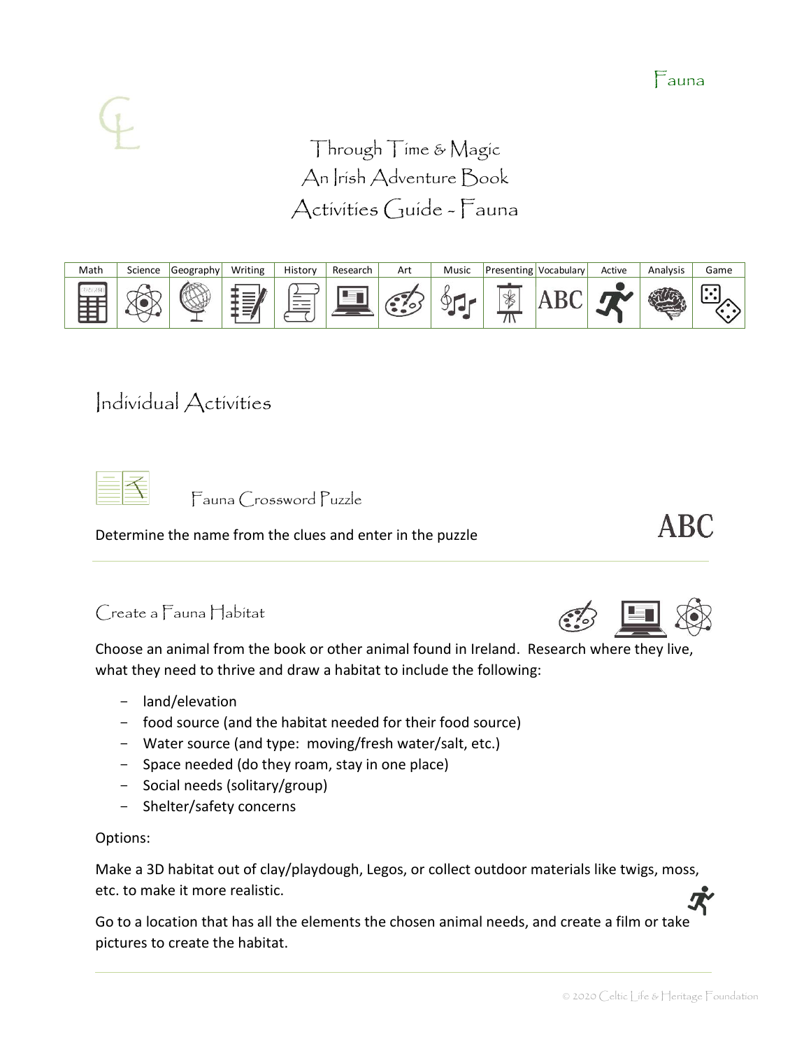# Through Time & Magic
# An Irish Adventure Book
# Activities Guide - Fauna

| Math | Science | Geography | Writing | History | Research | Art | Music | Presenting | Vocabulary | Active | Analysis | Game |
|---|---|---|---|---|---|---|---|---|---|---|---|---|
| | | | | | | | | | ABC | | | |

## Individual Activities

### Fauna Crossword Puzzle

ABC

Determine the name from the clues and enter in the puzzle

---

### Create a Fauna Habitat

Choose an animal from the book or other animal found in Ireland. Research where they live, what they need to thrive and draw a habitat to include the following:

- land/elevation
- food source (and the habitat needed for their food source)
- Water source (and type: moving/fresh water/salt, etc.)
- Space needed (do they roam, stay in one place)
- Social needs (solitary/group)
- Shelter/safety concerns

Options:

Make a 3D habitat out of clay/playdough, Legos, or collect outdoor materials like twigs, moss, etc. to make it more realistic.

Go to a location that has all the elements the chosen animal needs, and create a film or take pictures to create the habitat.

---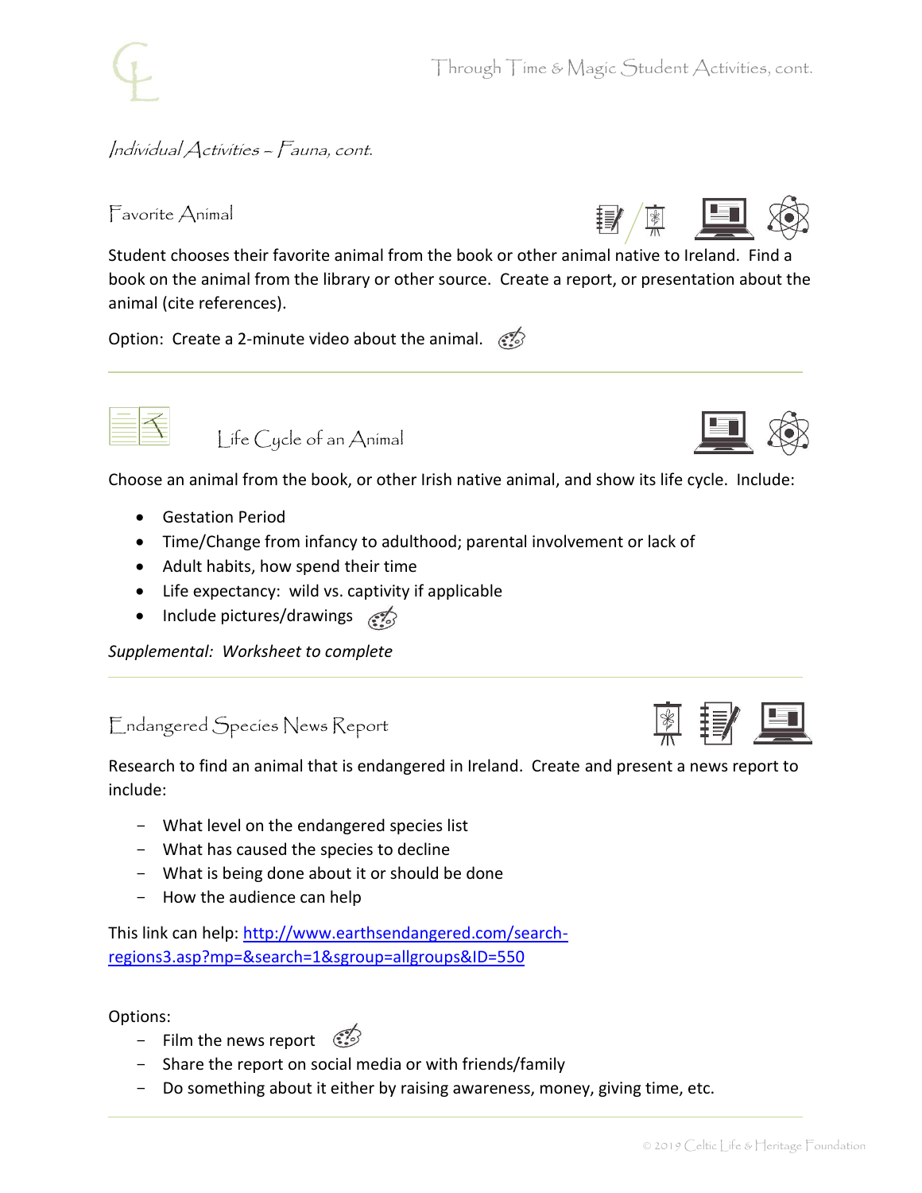*Individual Activities – Fauna, cont.*

## Favorite Animal

Student chooses their favorite animal from the book or other animal native to Ireland. Find a book on the animal from the library or other source. Create a report, or presentation about the animal (cite references).

Option: Create a 2-minute video about the animal.

---

## Life Cycle of an Animal

Choose an animal from the book, or other Irish native animal, and show its life cycle. Include:

- Gestation Period
- Time/Change from infancy to adulthood; parental involvement or lack of
- Adult habits, how spend their time
- Life expectancy: wild vs. captivity if applicable
- Include pictures/drawings

*Supplemental: Worksheet to complete*

---

## Endangered Species News Report

Research to find an animal that is endangered in Ireland. Create and present a news report to include:

- What level on the endangered species list
- What has caused the species to decline
- What is being done about it or should be done
- How the audience can help

This link can help: [http://www.earthsendangered.com/search-regions3.asp?mp=&search=1&sgroup=allgroups&ID=550](http://www.earthsendangered.com/search-regions3.asp?mp=&search=1&sgroup=allgroups&ID=550)

Options:

- Film the news report
- Share the report on social media or with friends/family
- Do something about it either by raising awareness, money, giving time, etc.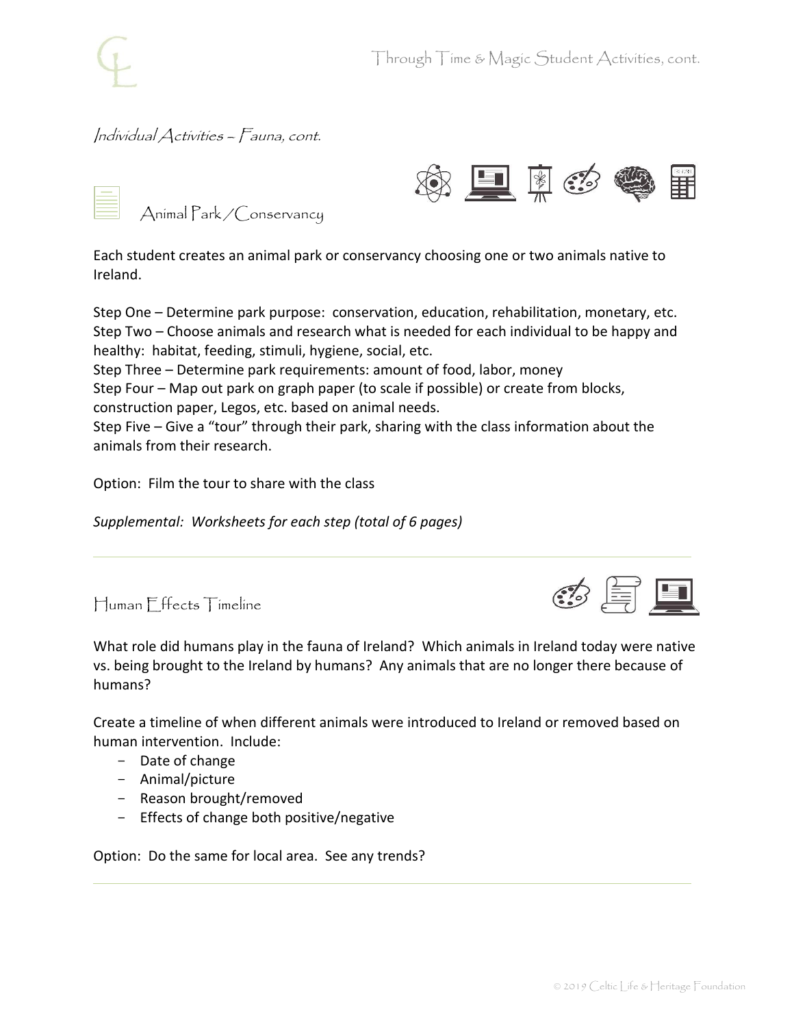## Individual Activities – Fauna, cont.

### Animal Park / Conservancy

Each student creates an animal park or conservancy choosing one or two animals native to Ireland.

Step One – Determine park purpose: conservation, education, rehabilitation, monetary, etc.
Step Two – Choose animals and research what is needed for each individual to be happy and healthy: habitat, feeding, stimuli, hygiene, social, etc.
Step Three – Determine park requirements: amount of food, labor, money
Step Four – Map out park on graph paper (to scale if possible) or create from blocks, construction paper, Legos, etc. based on animal needs.
Step Five – Give a "tour" through their park, sharing with the class information about the animals from their research.

Option: Film the tour to share with the class

*Supplemental: Worksheets for each step (total of 6 pages)*

---

### Human Effects Timeline

What role did humans play in the fauna of Ireland? Which animals in Ireland today were native vs. being brought to the Ireland by humans? Any animals that are no longer there because of humans?

Create a timeline of when different animals were introduced to Ireland or removed based on human intervention. Include:

- Date of change
- Animal/picture
- Reason brought/removed
- Effects of change both positive/negative

Option: Do the same for local area. See any trends?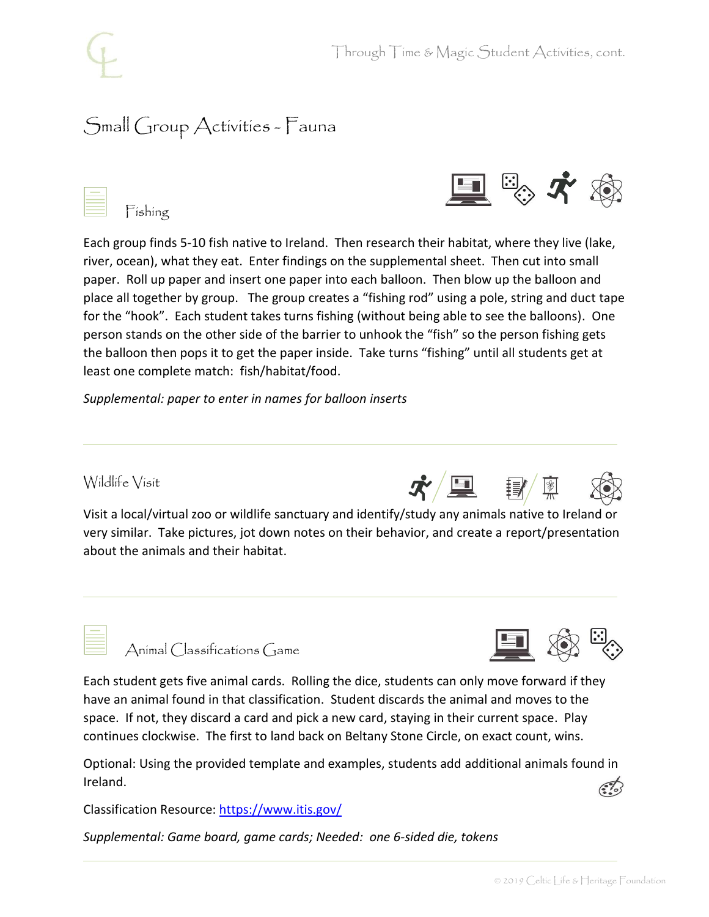## Small Group Activities - Fauna

### Fishing

Each group finds 5-10 fish native to Ireland. Then research their habitat, where they live (lake, river, ocean), what they eat. Enter findings on the supplemental sheet. Then cut into small paper. Roll up paper and insert one paper into each balloon. Then blow up the balloon and place all together by group. The group creates a "fishing rod" using a pole, string and duct tape for the "hook". Each student takes turns fishing (without being able to see the balloons). One person stands on the other side of the barrier to unhook the "fish" so the person fishing gets the balloon then pops it to get the paper inside. Take turns "fishing" until all students get at least one complete match: fish/habitat/food.

*Supplemental: paper to enter in names for balloon inserts*

---

### Wildlife Visit

Visit a local/virtual zoo or wildlife sanctuary and identify/study any animals native to Ireland or very similar. Take pictures, jot down notes on their behavior, and create a report/presentation about the animals and their habitat.

---

### Animal Classifications Game

Each student gets five animal cards. Rolling the dice, students can only move forward if they have an animal found in that classification. Student discards the animal and moves to the space. If not, they discard a card and pick a new card, staying in their current space. Play continues clockwise. The first to land back on Beltany Stone Circle, on exact count, wins.

Optional: Using the provided template and examples, students add additional animals found in Ireland.

Classification Resource: [https://www.itis.gov/](https://www.itis.gov/)

*Supplemental: Game board, game cards; Needed: one 6-sided die, tokens*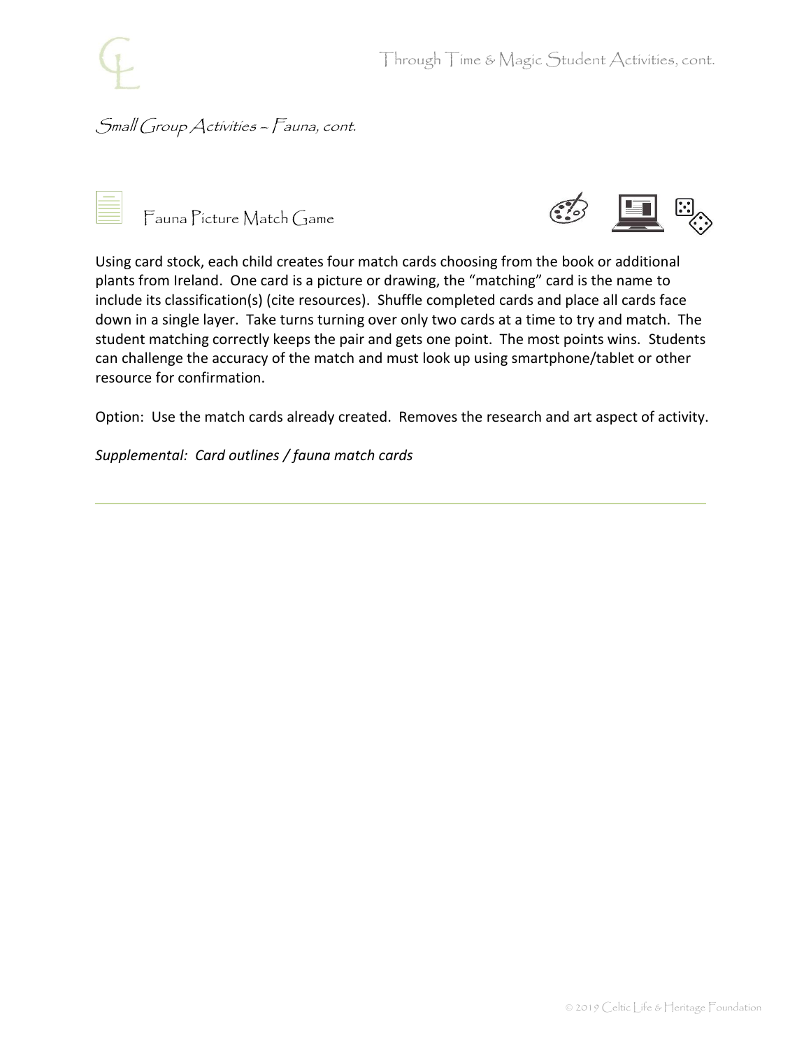*Small Group Activities – Fauna, cont.*

## Fauna Picture Match Game

Using card stock, each child creates four match cards choosing from the book or additional plants from Ireland. One card is a picture or drawing, the "matching" card is the name to include its classification(s) (cite resources). Shuffle completed cards and place all cards face down in a single layer. Take turns turning over only two cards at a time to try and match. The student matching correctly keeps the pair and gets one point. The most points wins. Students can challenge the accuracy of the match and must look up using smartphone/tablet or other resource for confirmation.

Option: Use the match cards already created. Removes the research and art aspect of activity.

*Supplemental: Card outlines / fauna match cards*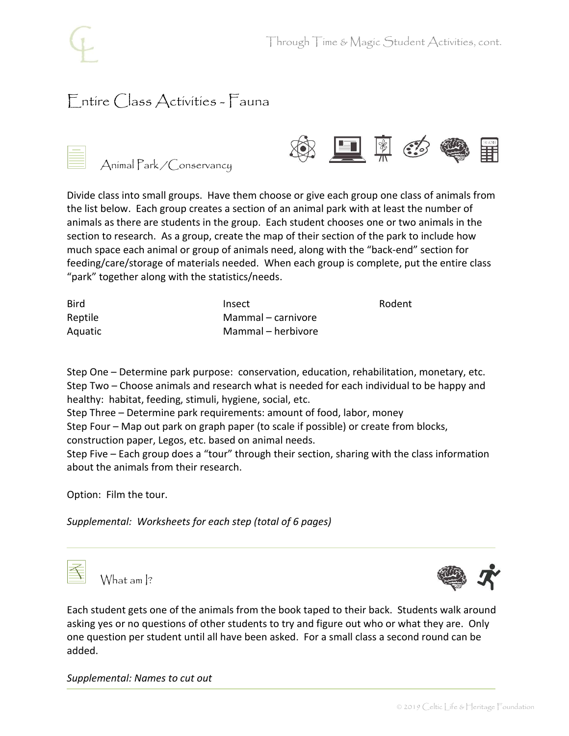# Entire Class Activities - Fauna

## Animal Park / Conservancy

Divide class into small groups. Have them choose or give each group one class of animals from the list below. Each group creates a section of an animal park with at least the number of animals as there are students in the group. Each student chooses one or two animals in the section to research. As a group, create the map of their section of the park to include how much space each animal or group of animals need, along with the "back-end" section for feeding/care/storage of materials needed. When each group is complete, put the entire class "park" together along with the statistics/needs.

| | | |
|---|---|---|
| Bird | Insect | Rodent |
| Reptile | Mammal – carnivore | |
| Aquatic | Mammal – herbivore | |

Step One – Determine park purpose: conservation, education, rehabilitation, monetary, etc.
Step Two – Choose animals and research what is needed for each individual to be happy and healthy: habitat, feeding, stimuli, hygiene, social, etc.
Step Three – Determine park requirements: amount of food, labor, money
Step Four – Map out park on graph paper (to scale if possible) or create from blocks, construction paper, Legos, etc. based on animal needs.
Step Five – Each group does a "tour" through their section, sharing with the class information about the animals from their research.

Option: Film the tour.

*Supplemental: Worksheets for each step (total of 6 pages)*

---

## What am I?

Each student gets one of the animals from the book taped to their back. Students walk around asking yes or no questions of other students to try and figure out who or what they are. Only one question per student until all have been asked. For a small class a second round can be added.

*Supplemental: Names to cut out*